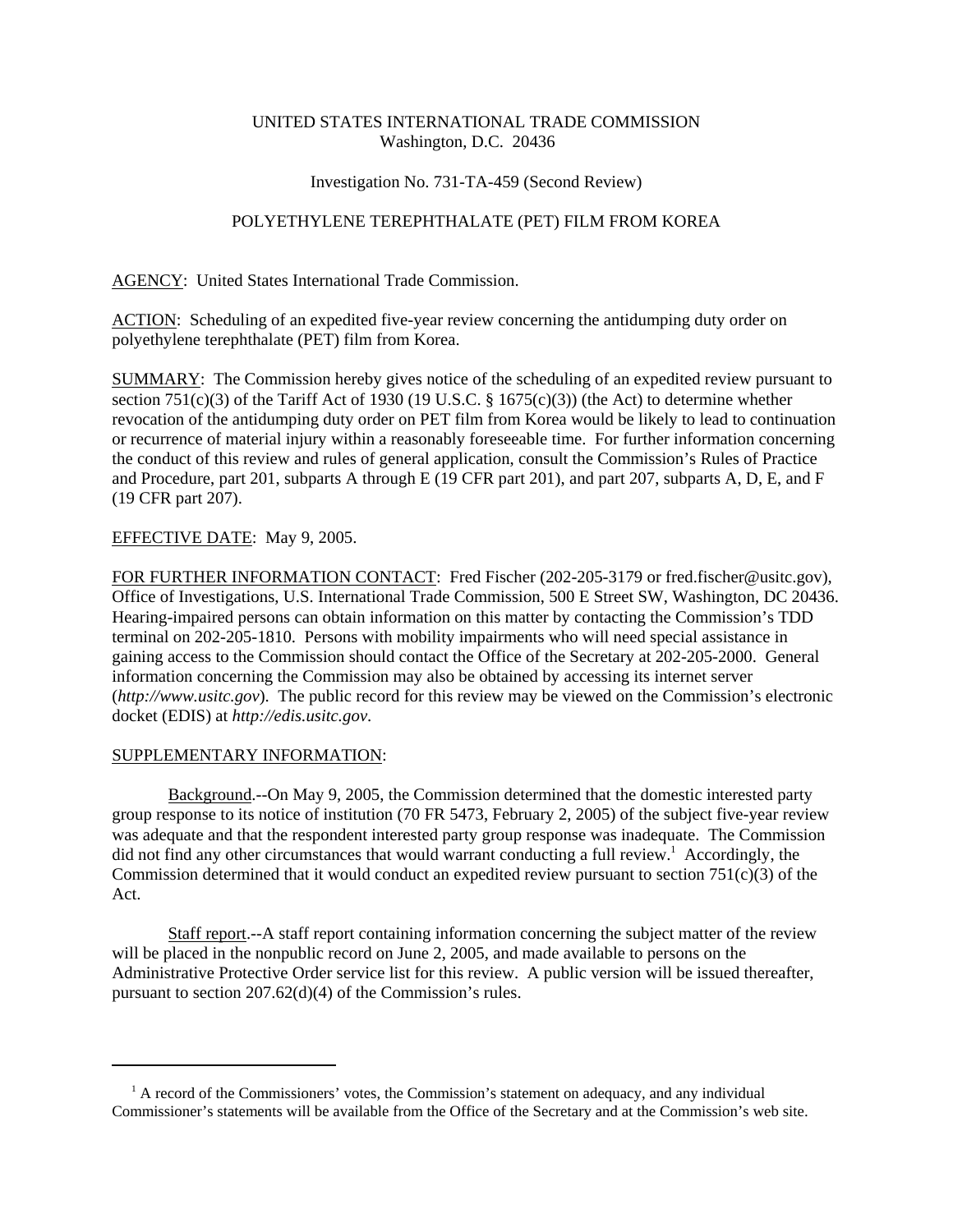UNITED STATES INTERNATIONAL TRADE COMMISSION
Washington, D.C. 20436

Investigation No. 731-TA-459 (Second Review)

POLYETHYLENE TEREPHTHALATE (PET) FILM FROM KOREA

AGENCY: United States International Trade Commission.

ACTION: Scheduling of an expedited five-year review concerning the antidumping duty order on polyethylene terephthalate (PET) film from Korea.

SUMMARY: The Commission hereby gives notice of the scheduling of an expedited review pursuant to section 751(c)(3) of the Tariff Act of 1930 (19 U.S.C. § 1675(c)(3)) (the Act) to determine whether revocation of the antidumping duty order on PET film from Korea would be likely to lead to continuation or recurrence of material injury within a reasonably foreseeable time. For further information concerning the conduct of this review and rules of general application, consult the Commission's Rules of Practice and Procedure, part 201, subparts A through E (19 CFR part 201), and part 207, subparts A, D, E, and F (19 CFR part 207).

EFFECTIVE DATE: May 9, 2005.

FOR FURTHER INFORMATION CONTACT: Fred Fischer (202-205-3179 or fred.fischer@usitc.gov), Office of Investigations, U.S. International Trade Commission, 500 E Street SW, Washington, DC 20436. Hearing-impaired persons can obtain information on this matter by contacting the Commission's TDD terminal on 202-205-1810. Persons with mobility impairments who will need special assistance in gaining access to the Commission should contact the Office of the Secretary at 202-205-2000. General information concerning the Commission may also be obtained by accessing its internet server (*http://www.usitc.gov*). The public record for this review may be viewed on the Commission's electronic docket (EDIS) at *http://edis.usitc.gov*.

SUPPLEMENTARY INFORMATION:

Background.--On May 9, 2005, the Commission determined that the domestic interested party group response to its notice of institution (70 FR 5473, February 2, 2005) of the subject five-year review was adequate and that the respondent interested party group response was inadequate. The Commission did not find any other circumstances that would warrant conducting a full review.[1] Accordingly, the Commission determined that it would conduct an expedited review pursuant to section 751(c)(3) of the Act.

Staff report.--A staff report containing information concerning the subject matter of the review will be placed in the nonpublic record on June 2, 2005, and made available to persons on the Administrative Protective Order service list for this review. A public version will be issued thereafter, pursuant to section 207.62(d)(4) of the Commission's rules.

[1] A record of the Commissioners' votes, the Commission's statement on adequacy, and any individual Commissioner's statements will be available from the Office of the Secretary and at the Commission's web site.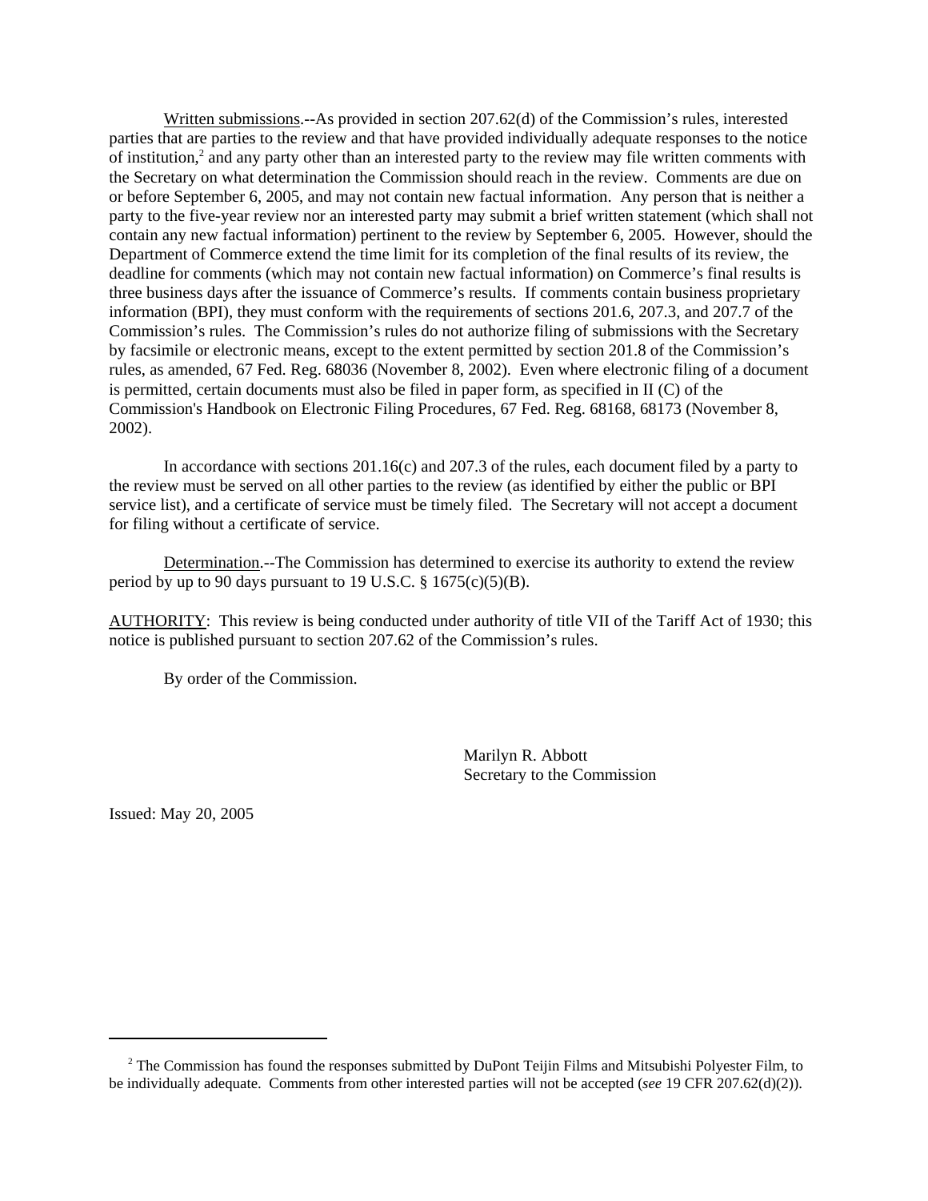Written submissions.--As provided in section 207.62(d) of the Commission's rules, interested parties that are parties to the review and that have provided individually adequate responses to the notice of institution,[2] and any party other than an interested party to the review may file written comments with the Secretary on what determination the Commission should reach in the review. Comments are due on or before September 6, 2005, and may not contain new factual information. Any person that is neither a party to the five-year review nor an interested party may submit a brief written statement (which shall not contain any new factual information) pertinent to the review by September 6, 2005. However, should the Department of Commerce extend the time limit for its completion of the final results of its review, the deadline for comments (which may not contain new factual information) on Commerce's final results is three business days after the issuance of Commerce's results. If comments contain business proprietary information (BPI), they must conform with the requirements of sections 201.6, 207.3, and 207.7 of the Commission's rules. The Commission's rules do not authorize filing of submissions with the Secretary by facsimile or electronic means, except to the extent permitted by section 201.8 of the Commission's rules, as amended, 67 Fed. Reg. 68036 (November 8, 2002). Even where electronic filing of a document is permitted, certain documents must also be filed in paper form, as specified in II (C) of the Commission's Handbook on Electronic Filing Procedures, 67 Fed. Reg. 68168, 68173 (November 8, 2002).

In accordance with sections 201.16(c) and 207.3 of the rules, each document filed by a party to the review must be served on all other parties to the review (as identified by either the public or BPI service list), and a certificate of service must be timely filed. The Secretary will not accept a document for filing without a certificate of service.

Determination.--The Commission has determined to exercise its authority to extend the review period by up to 90 days pursuant to 19 U.S.C. § 1675(c)(5)(B).

AUTHORITY: This review is being conducted under authority of title VII of the Tariff Act of 1930; this notice is published pursuant to section 207.62 of the Commission's rules.

By order of the Commission.

Marilyn R. Abbott
Secretary to the Commission

Issued: May 20, 2005

[2] The Commission has found the responses submitted by DuPont Teijin Films and Mitsubishi Polyester Film, to be individually adequate. Comments from other interested parties will not be accepted (*see* 19 CFR 207.62(d)(2)).